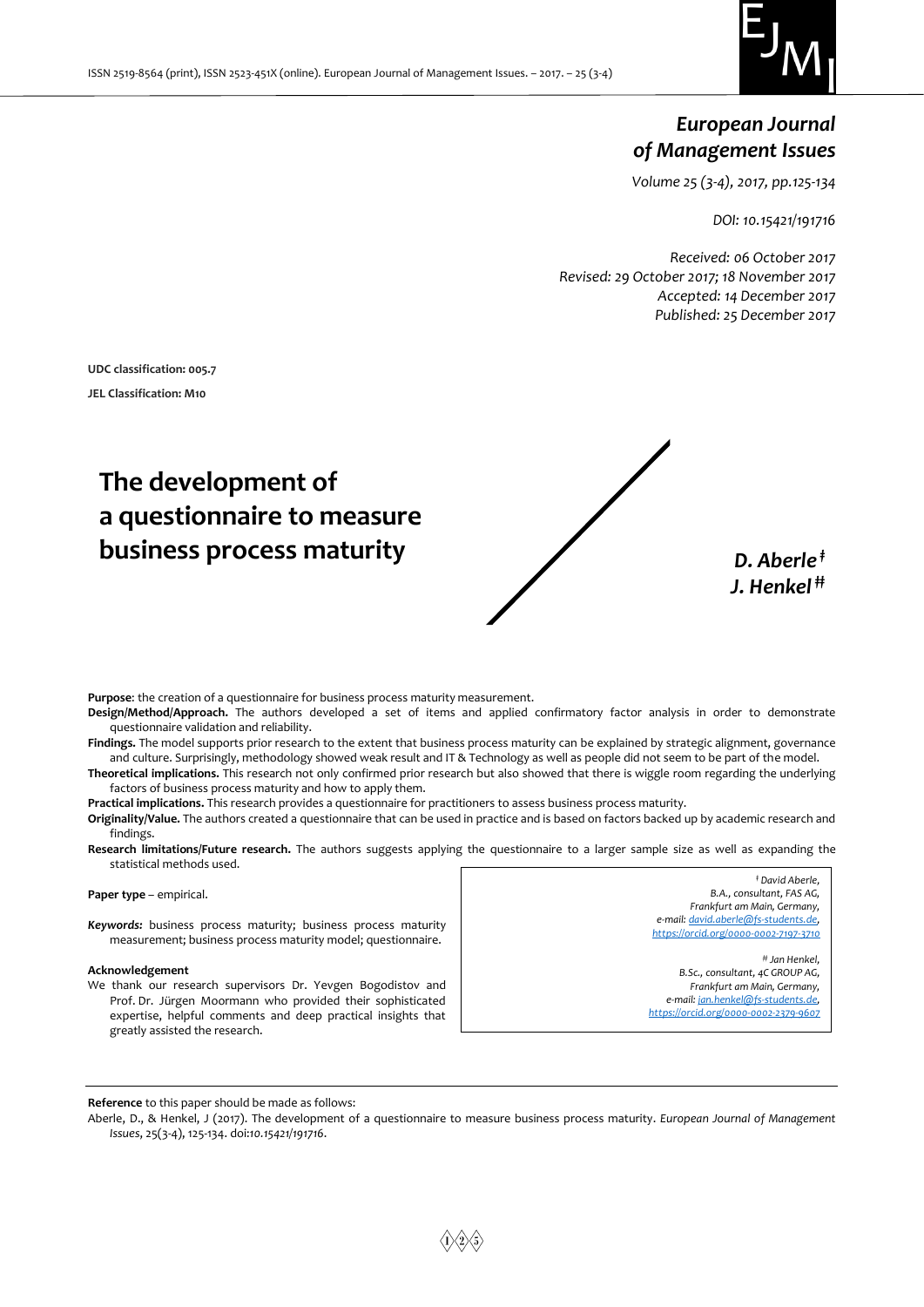*European Journal of Management Issues*

*Volume 25 (3-4), 2017, pp.125-134*

*DOI: 10.15421/191716*

*Received: 06 October 2017*
*Revised: 29 October 2017; 18 November 2017*
*Accepted: 14 December 2017*
*Published: 25 December 2017*

**UDC classification: 005.7**

**JEL Classification: M10**

# The development of a questionnaire to measure business process maturity

***D. Aberle*** [‡]
***J. Henkel*** [#]

**Purpose**: the creation of a questionnaire for business process maturity measurement.

**Design/Method/Approach.** The authors developed a set of items and applied confirmatory factor analysis in order to demonstrate questionnaire validation and reliability.

**Findings.** The model supports prior research to the extent that business process maturity can be explained by strategic alignment, governance and culture. Surprisingly, methodology showed weak result and IT & Technology as well as people did not seem to be part of the model.

**Theoretical implications.** This research not only confirmed prior research but also showed that there is wiggle room regarding the underlying factors of business process maturity and how to apply them.

**Practical implications.** This research provides a questionnaire for practitioners to assess business process maturity.

**Originality/Value.** The authors created a questionnaire that can be used in practice and is based on factors backed up by academic research and findings.

**Research limitations/Future research.** The authors suggests applying the questionnaire to a larger sample size as well as expanding the statistical methods used.

**Paper type** – empirical.

***Keywords:*** business process maturity; business process maturity measurement; business process maturity model; questionnaire.

**Acknowledgement**

We thank our research supervisors Dr. Yevgen Bogodistov and Prof. Dr. Jürgen Moormann who provided their sophisticated expertise, helpful comments and deep practical insights that greatly assisted the research.

*[‡] David Aberle,*
*B.A., consultant, FAS AG,*
*Frankfurt am Main, Germany,*
*e-mail: david.aberle@fs-students.de,*
*https://orcid.org/0000-0002-7197-3710*

*[#] Jan Henkel,*
*B.Sc., consultant, 4C GROUP AG,*
*Frankfurt am Main, Germany,*
*e-mail: jan.henkel@fs-students.de,*
*https://orcid.org/0000-0002-2379-9607*

**Reference** to this paper should be made as follows:

Aberle, D., & Henkel, J (2017). The development of a questionnaire to measure business process maturity. *European Journal of Management Issues*, 25(3-4), 125-134. doi:10.15421/191716.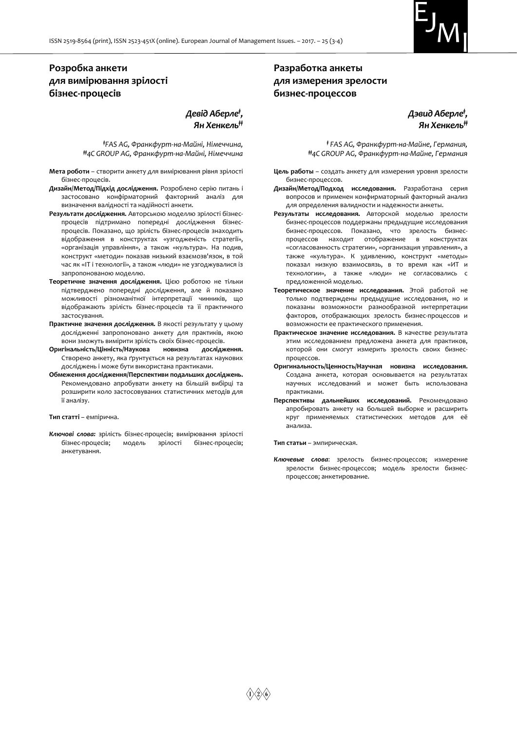# Розробка анкети для вимірювання зрілості бізнес-процесів

***Девід Аберле***[ǂ]***, Ян Хенкель***[ǂǂ]

*[ǂ]FAS AG, Франкфурт-на-Майні, Німеччина,*
*[ǂǂ]4C GROUP AG, Франкфурт-на-Майні, Німеччина*

**Мета роботи** – створити анкету для вимірювання рівня зрілості бізнес-процесів.

**Дизайн/Метод/Підхід дослідження.** Розроблено серію питань і застосовано конфірматорний факторний аналіз для визначення валідності та надійності анкети.

**Результати дослідження.** Авторською моделлю зрілості бізнес-процесів підтримано попередні дослідження бізнес-процесів. Показано, що зрілість бізнес-процесів знаходить відображення в конструктах «узгодженість стратегії», «організація управління», а також «культура». На подив, конструкт «методи» показав низький взаємозв'язок, в той час як «IT і технології», а також «люди» не узгоджувалися із запропонованою моделлю.

**Теоретичне значення дослідження.** Цією роботою не тільки підтверджено попередні дослідження, але й показано можливості різноманітної інтерпретації чинників, що відображають зрілість бізнес-процесів та її практичного застосування.

**Практичне значення дослідження.** В якості результату у цьому дослідженні запропоновано анкету для практиків, якою вони зможуть виміряти зрілість своїх бізнес-процесів.

**Оригінальність/Цінність/Наукова новизна дослідження.** Створено анкету, яка ґрунтується на результатах наукових досліджень і може бути використана практиками.

**Обмеження дослідження/Перспективи подальших досліджень.** Рекомендовано апробувати анкету на більшій вибірці та розширити коло застосовуваних статистичних методів для її аналізу.

**Тип статті** – емпірична.

***Ключові слова:*** зрілість бізнес-процесів; вимірювання зрілості бізнес-процесів; модель зрілості бізнес-процесів; анкетування.

# Разработка анкеты для измерения зрелости бизнес-процессов

***Дэвид Аберле***[ǂ]***, Ян Хенкель***[ǂǂ]

*[ǂ] FAS AG, Франкфурт-на-Майне, Германия,*
*[ǂǂ]4C GROUP AG, Франкфурт-на-Майне, Германия*

**Цель работы** – создать анкету для измерения уровня зрелости бизнес-процессов.

**Дизайн/Метод/Подход исследования.** Разработана серия вопросов и применен конфирматорный факторный анализ для определения валидности и надежности анкеты.

**Результаты исследования.** Авторской моделью зрелости бизнес-процессов поддержаны предыдущие исследования бизнес-процессов. Показано, что зрелость бизнес-процессов находит отображение в конструктах «согласованность стратегии», «организация управления», а также «культура». К удивлению, конструкт «методы» показал низкую взаимосвязь, в то время как «ИТ и технологии», а также «люди» не согласовались с предложенной моделью.

**Теоретическое значение исследования.** Этой работой не только подтверждены предыдущие исследования, но и показаны возможности разнообразной интерпретации факторов, отображающих зрелость бизнес-процессов и возможности ее практического применения.

**Практическое значение исследования.** В качестве результата этим исследованием предложена анкета для практиков, которой они смогут измерить зрелость своих бизнес-процессов.

**Оригинальность/Ценность/Научная новизна исследования.** Создана анкета, которая основывается на результатах научных исследований и может быть использована практиками.

**Перспективы дальнейших исследований.** Рекомендовано апробировать анкету на большей выборке и расширить круг применяемых статистических методов для её анализа.

**Тип статьи** – эмпирическая.

***Ключевые слова***: зрелость бизнес-процессов; измерение зрелости бизнес-процессов; модель зрелости бизнес-процессов; анкетирование.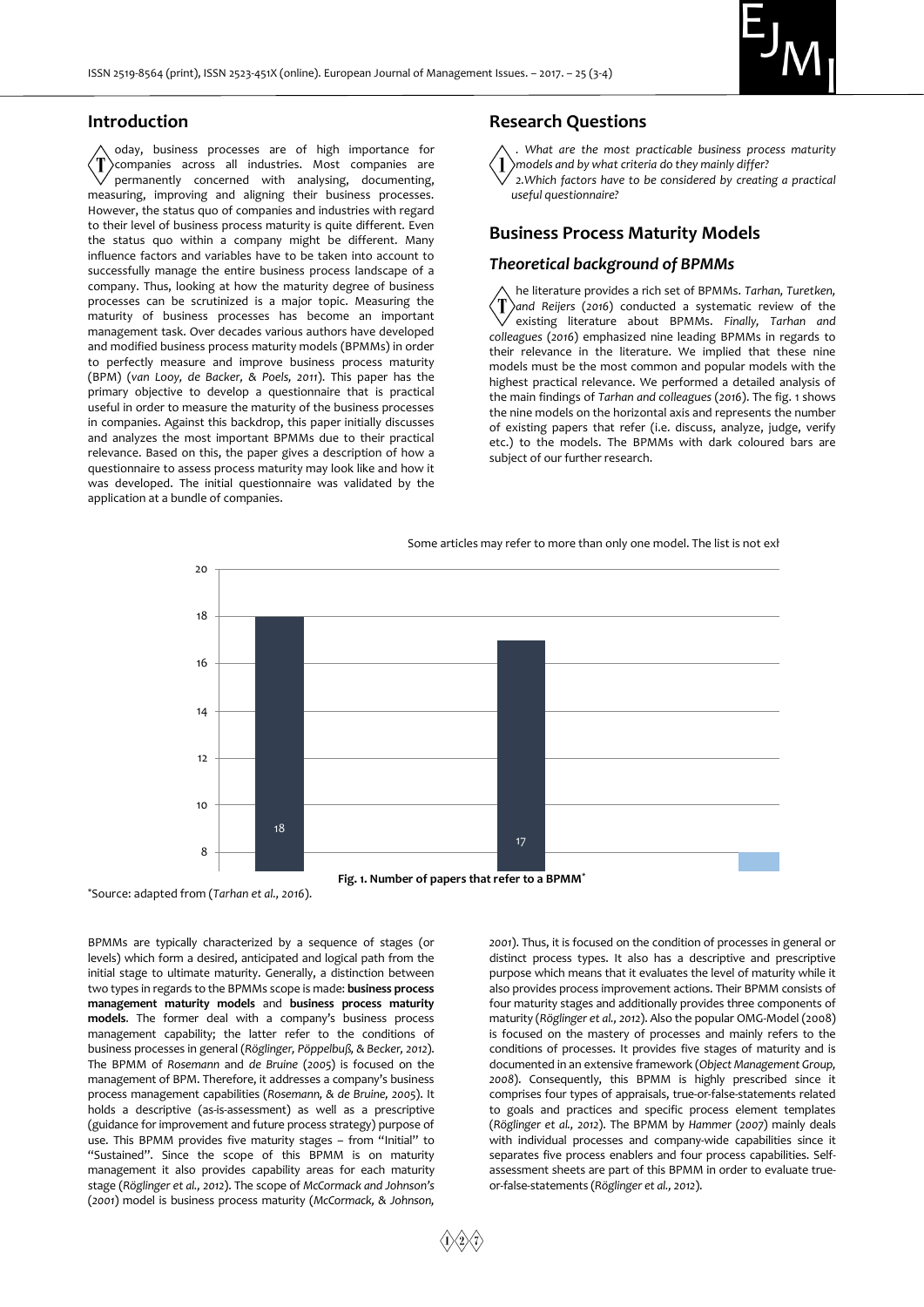## Introduction

Today, business processes are of high importance for companies across all industries. Most companies are permanently concerned with analysing, documenting, measuring, improving and aligning their business processes. However, the status quo of companies and industries with regard to their level of business process maturity is quite different. Even the status quo within a company might be different. Many influence factors and variables have to be taken into account to successfully manage the entire business process landscape of a company. Thus, looking at how the maturity degree of business processes can be scrutinized is a major topic. Measuring the maturity of business processes has become an important management task. Over decades various authors have developed and modified business process maturity models (BPMMs) in order to perfectly measure and improve business process maturity (BPM) (*van Looy, de Backer, & Poels, 2011*). This paper has the primary objective to develop a questionnaire that is practical useful in order to measure the maturity of the business processes in companies. Against this backdrop, this paper initially discusses and analyzes the most important BPMMs due to their practical relevance. Based on this, the paper gives a description of how a questionnaire to assess process maturity may look like and how it was developed. The initial questionnaire was validated by the application at a bundle of companies.

## Research Questions

*1. What are the most practicable business process maturity models and by what criteria do they mainly differ?*

*2.Which factors have to be considered by creating a practical useful questionnaire?*

## Business Process Maturity Models

### *Theoretical background of BPMMs*

The literature provides a rich set of BPMMs. *Tarhan, Turetken, and Reijers (2016)* conducted a systematic review of the existing literature about BPMMs. *Finally, Tarhan and colleagues (2016)* emphasized nine leading BPMMs in regards to their relevance in the literature. We implied that these nine models must be the most common and popular models with the highest practical relevance. We performed a detailed analysis of the main findings of *Tarhan and colleagues (2016)*. The fig. 1 shows the nine models on the horizontal axis and represents the number of existing papers that refer (i.e. discuss, analyze, judge, verify etc.) to the models. The BPMMs with dark coloured bars are subject of our further research.

Some articles may refer to more than only one model. The list is not exh

Fig. 1. Number of papers that refer to a BPMM*

*Source: adapted from (*Tarhan et al., 2016*).

BPMMs are typically characterized by a sequence of stages (or levels) which form a desired, anticipated and logical path from the initial stage to ultimate maturity. Generally, a distinction between two types in regards to the BPMMs scope is made: **business process management maturity models** and **business process maturity models**. The former deal with a company's business process management capability; the latter refer to the conditions of business processes in general (*Röglinger, Pöppelbuß, & Becker, 2012*). The BPMM of *Rosemann* and *de Bruine (2005)* is focused on the management of BPM. Therefore, it addresses a company's business process management capabilities (*Rosemann, & de Bruine, 2005*). It holds a descriptive (as-is-assessment) as well as a prescriptive (guidance for improvement and future process strategy) purpose of use. This BPMM provides five maturity stages – from "Initial" to "Sustained". Since the scope of this BPMM is on maturity management it also provides capability areas for each maturity stage (*Röglinger et al., 2012*). The scope of *McCormack and Johnson's (2001)* model is business process maturity (*McCormack, & Johnson, 2001*). Thus, it is focused on the condition of processes in general or distinct process types. It also has a descriptive and prescriptive purpose which means that it evaluates the level of maturity while it also provides process improvement actions. Their BPMM consists of four maturity stages and additionally provides three components of maturity (*Röglinger et al., 2012*). Also the popular OMG-Model (2008) is focused on the mastery of processes and mainly refers to the conditions of processes. It provides five stages of maturity and is documented in an extensive framework (*Object Management Group, 2008*). Consequently, this BPMM is highly prescribed since it comprises four types of appraisals, true-or-false-statements related to goals and practices and specific process element templates (*Röglinger et al., 2012*). The BPMM by *Hammer (2007)* mainly deals with individual processes and company-wide capabilities since it separates five process enablers and four process capabilities. Self-assessment sheets are part of this BPMM in order to evaluate true-or-false-statements (*Röglinger et al., 2012*).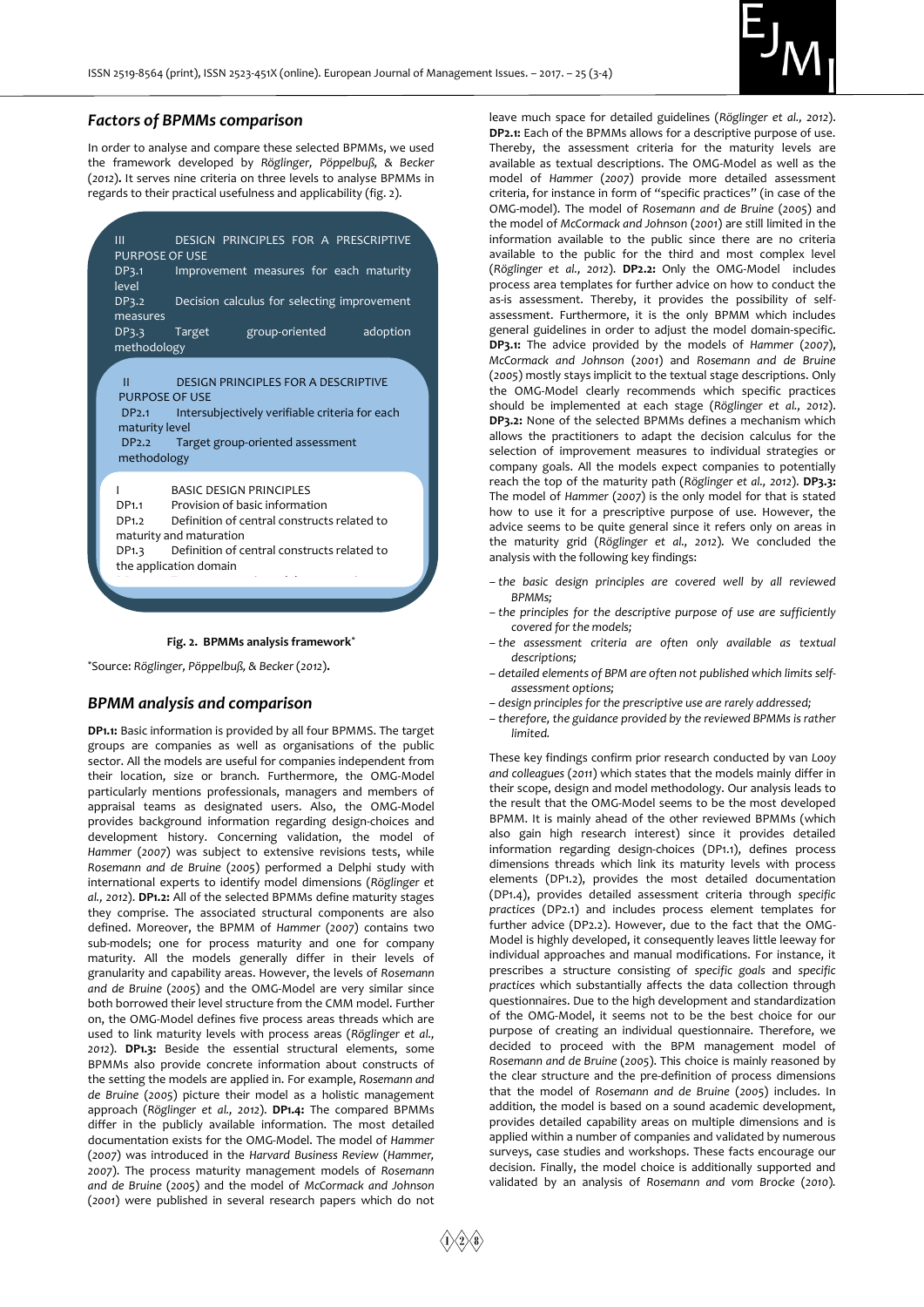## Factors of BPMMs comparison

In order to analyse and compare these selected BPMMs, we used the framework developed by *Röglinger, Pöppelbuß, & Becker* (*2012*). It serves nine criteria on three levels to analyse BPMMs in regards to their practical usefulness and applicability (fig. 2).

III DESIGN PRINCIPLES FOR A PRESCRIPTIVE PURPOSE OF USE
DP3.1 Improvement measures for each maturity level
DP3.2 Decision calculus for selecting improvement measures
DP3.3 Target group-oriented adoption methodology

II DESIGN PRINCIPLES FOR A DESCRIPTIVE PURPOSE OF USE
DP2.1 Intersubjectively verifiable criteria for each maturity level
DP2.2 Target group-oriented assessment methodology

I BASIC DESIGN PRINCIPLES
DP1.1 Provision of basic information
DP1.2 Definition of central constructs related to maturity and maturation
DP1.3 Definition of central constructs related to the application domain

**Fig. 2. BPMMs analysis framework**[*]

[*]Source: *Röglinger, Pöppelbuß, & Becker* (*2012*).

## BPMM analysis and comparison

**DP1.1:** Basic information is provided by all four BPMMS. The target groups are companies as well as organisations of the public sector. All the models are useful for companies independent from their location, size or branch. Furthermore, the OMG-Model particularly mentions professionals, managers and members of appraisal teams as designated users. Also, the OMG-Model provides background information regarding design-choices and development history. Concerning validation, the model of *Hammer* (*2007*) was subject to extensive revisions tests, while *Rosemann and de Bruine* (*2005*) performed a Delphi study with international experts to identify model dimensions (*Röglinger et al., 2012*). **DP1.2:** All of the selected BPMMs define maturity stages they comprise. The associated structural components are also defined. Moreover, the BPMM of *Hammer* (*2007*) contains two sub-models; one for process maturity and one for company maturity. All the models generally differ in their levels of granularity and capability areas. However, the levels of *Rosemann and de Bruine* (*2005*) and the OMG-Model are very similar since both borrowed their level structure from the CMM model. Further on, the OMG-Model defines five process areas threads which are used to link maturity levels with process areas (*Röglinger et al., 2012*). **DP1.3:** Beside the essential structural elements, some BPMMs also provide concrete information about constructs of the setting the models are applied in. For example, *Rosemann and de Bruine* (*2005*) picture their model as a holistic management approach (*Röglinger et al., 2012*). **DP1.4:** The compared BPMMs differ in the publicly available information. The most detailed documentation exists for the OMG-Model. The model of *Hammer* (*2007*) was introduced in the *Harvard Business Review* (*Hammer, 2007*). The process maturity management models of *Rosemann and de Bruine* (*2005*) and the model of *McCormack and Johnson* (*2001*) were published in several research papers which do not leave much space for detailed guidelines (*Röglinger et al., 2012*). **DP2.1:** Each of the BPMMs allows for a descriptive purpose of use. Thereby, the assessment criteria for the maturity levels are available as textual descriptions. The OMG-Model as well as the model of *Hammer* (*2007*) provide more detailed assessment criteria, for instance in form of "specific practices" (in case of the OMG-model). The model of *Rosemann and de Bruine* (*2005*) and the model of *McCormack and Johnson* (*2001*) are still limited in the information available to the public since there are no criteria available to the public for the third and most complex level (*Röglinger et al., 2012*). **DP2.2:** Only the OMG-Model includes process area templates for further advice on how to conduct the as-is assessment. Thereby, it provides the possibility of self-assessment. Furthermore, it is the only BPMM which includes general guidelines in order to adjust the model domain-specific. **DP3.1:** The advice provided by the models of *Hammer* (*2007*), *McCormack and Johnson* (*2001*) and *Rosemann and de Bruine* (*2005*) mostly stays implicit to the textual stage descriptions. Only the OMG-Model clearly recommends which specific practices should be implemented at each stage (*Röglinger et al., 2012*). **DP3.2:** None of the selected BPMMs defines a mechanism which allows the practitioners to adapt the decision calculus for the selection of improvement measures to individual strategies or company goals. All the models expect companies to potentially reach the top of the maturity path (*Röglinger et al., 2012*). **DP3.3:** The model of *Hammer* (*2007*) is the only model for that is stated how to use it for a prescriptive purpose of use. However, the advice seems to be quite general since it refers only on areas in the maturity grid (*Röglinger et al., 2012*). We concluded the analysis with the following key findings:

- *the basic design principles are covered well by all reviewed BPMMs;*
- *the principles for the descriptive purpose of use are sufficiently covered for the models;*
- *the assessment criteria are often only available as textual descriptions;*
- *detailed elements of BPM are often not published which limits self-assessment options;*
- *design principles for the prescriptive use are rarely addressed;*
- *therefore, the guidance provided by the reviewed BPMMs is rather limited.*

These key findings confirm prior research conducted by van *Looy and colleagues* (*2011*) which states that the models mainly differ in their scope, design and model methodology. Our analysis leads to the result that the OMG-Model seems to be the most developed BPMM. It is mainly ahead of the other reviewed BPMMs (which also gain high research interest) since it provides detailed information regarding design-choices (DP1.1), defines process dimensions threads which link its maturity levels with process elements (DP1.2), provides the most detailed documentation (DP1.4), provides detailed assessment criteria through *specific practices* (DP2.1) and includes process element templates for further advice (DP2.2). However, due to the fact that the OMG-Model is highly developed, it consequently leaves little leeway for individual approaches and manual modifications. For instance, it prescribes a structure consisting of *specific goals* and *specific practices* which substantially affects the data collection through questionnaires. Due to the high development and standardization of the OMG-Model, it seems not to be the best choice for our purpose of creating an individual questionnaire. Therefore, we decided to proceed with the BPM management model of *Rosemann and de Bruine* (*2005*). This choice is mainly reasoned by the clear structure and the pre-definition of process dimensions that the model of *Rosemann and de Bruine* (*2005*) includes. In addition, the model is based on a sound academic development, provides detailed capability areas on multiple dimensions and is applied within a number of companies and validated by numerous surveys, case studies and workshops. These facts encourage our decision. Finally, the model choice is additionally supported and validated by an analysis of *Rosemann and vom Brocke* (*2010*).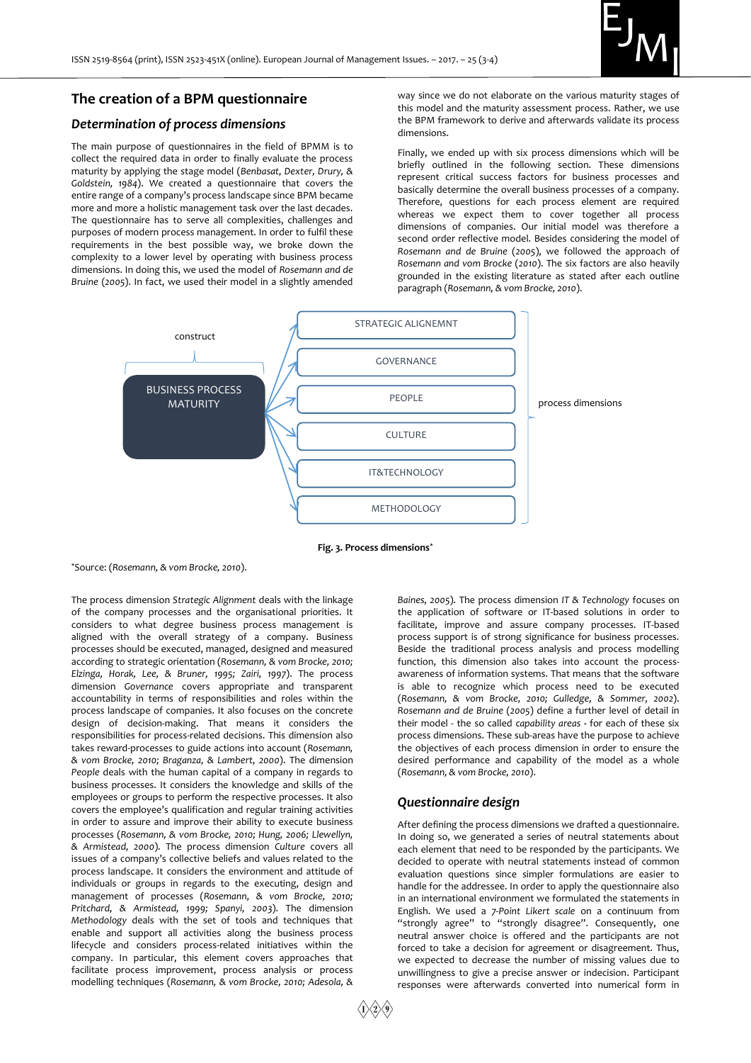## The creation of a BPM questionnaire

### *Determination of process dimensions*

The main purpose of questionnaires in the field of BPMM is to collect the required data in order to finally evaluate the process maturity by applying the stage model (*Benbasat, Dexter, Drury, & Goldstein, 1984*). We created a questionnaire that covers the entire range of a company's process landscape since BPM became more and more a holistic management task over the last decades. The questionnaire has to serve all complexities, challenges and purposes of modern process management. In order to fulfil these requirements in the best possible way, we broke down the complexity to a lower level by operating with business process dimensions. In doing this, we used the model of *Rosemann and de Bruine* (*2005*). In fact, we used their model in a slightly amended way since we do not elaborate on the various maturity stages of this model and the maturity assessment process. Rather, we use the BPM framework to derive and afterwards validate its process dimensions.

Finally, we ended up with six process dimensions which will be briefly outlined in the following section. These dimensions represent critical success factors for business processes and basically determine the overall business processes of a company. Therefore, questions for each process element are required whereas we expect them to cover together all process dimensions of companies. Our initial model was therefore a second order reflective model. Besides considering the model of *Rosemann and de Bruine* (*2005*), we followed the approach of *Rosemann and vom Brocke* (*2010*). The six factors are also heavily grounded in the existing literature as stated after each outline paragraph (*Rosemann, & vom Brocke, 2010*).

construct: BUSINESS PROCESS MATURITY → process dimensions: STRATEGIC ALIGNEMNT, GOVERNANCE, PEOPLE, CULTURE, IT&TECHNOLOGY, METHODOLOGY

**Fig. 3. Process dimensions***

*Source: (*Rosemann, & vom Brocke, 2010*).

The process dimension *Strategic Alignment* deals with the linkage of the company processes and the organisational priorities. It considers to what degree business process management is aligned with the overall strategy of a company. Business processes should be executed, managed, designed and measured according to strategic orientation (*Rosemann, & vom Brocke, 2010; Elzinga, Horak, Lee, & Bruner, 1995; Zairi, 1997*). The process dimension *Governance* covers appropriate and transparent accountability in terms of responsibilities and roles within the process landscape of companies. It also focuses on the concrete design of decision-making. That means it considers the responsibilities for process-related decisions. This dimension also takes reward-processes to guide actions into account (*Rosemann, & vom Brocke, 2010; Braganza, & Lambert, 2000*). The dimension *People* deals with the human capital of a company in regards to business processes. It considers the knowledge and skills of the employees or groups to perform the respective processes. It also covers the employee's qualification and regular training activities in order to assure and improve their ability to execute business processes (*Rosemann, & vom Brocke, 2010; Hung, 2006; Llewellyn, & Armistead, 2000*). The process dimension *Culture* covers all issues of a company's collective beliefs and values related to the process landscape. It considers the environment and attitude of individuals or groups in regards to the executing, design and management of processes (*Rosemann, & vom Brocke, 2010; Pritchard, & Armistead, 1999; Spanyi, 2003*). The dimension *Methodology* deals with the set of tools and techniques that enable and support all activities along the business process lifecycle and considers process-related initiatives within the company. In particular, this element covers approaches that facilitate process improvement, process analysis or process modelling techniques (*Rosemann, & vom Brocke, 2010; Adesola, & Baines, 2005*). The process dimension *IT & Technology* focuses on the application of software or IT-based solutions in order to facilitate, improve and assure company processes. IT-based process support is of strong significance for business processes. Beside the traditional process analysis and process modelling function, this dimension also takes into account the process-awareness of information systems. That means that the software is able to recognize which process need to be executed (*Rosemann, & vom Brocke, 2010; Gulledge, & Sommer, 2002*). *Rosemann and de Bruine* (*2005*) define a further level of detail in their model - the so called *capability areas* - for each of these six process dimensions. These sub-areas have the purpose to achieve the objectives of each process dimension in order to ensure the desired performance and capability of the model as a whole (*Rosemann, & vom Brocke, 2010*).

### *Questionnaire design*

After defining the process dimensions we drafted a questionnaire. In doing so, we generated a series of neutral statements about each element that need to be responded by the participants. We decided to operate with neutral statements instead of common evaluation questions since simpler formulations are easier to handle for the addressee. In order to apply the questionnaire also in an international environment we formulated the statements in English. We used a *7-Point Likert scale* on a continuum from "strongly agree" to "strongly disagree". Consequently, one neutral answer choice is offered and the participants are not forced to take a decision for agreement or disagreement. Thus, we expected to decrease the number of missing values due to unwillingness to give a precise answer or indecision. Participant responses were afterwards converted into numerical form in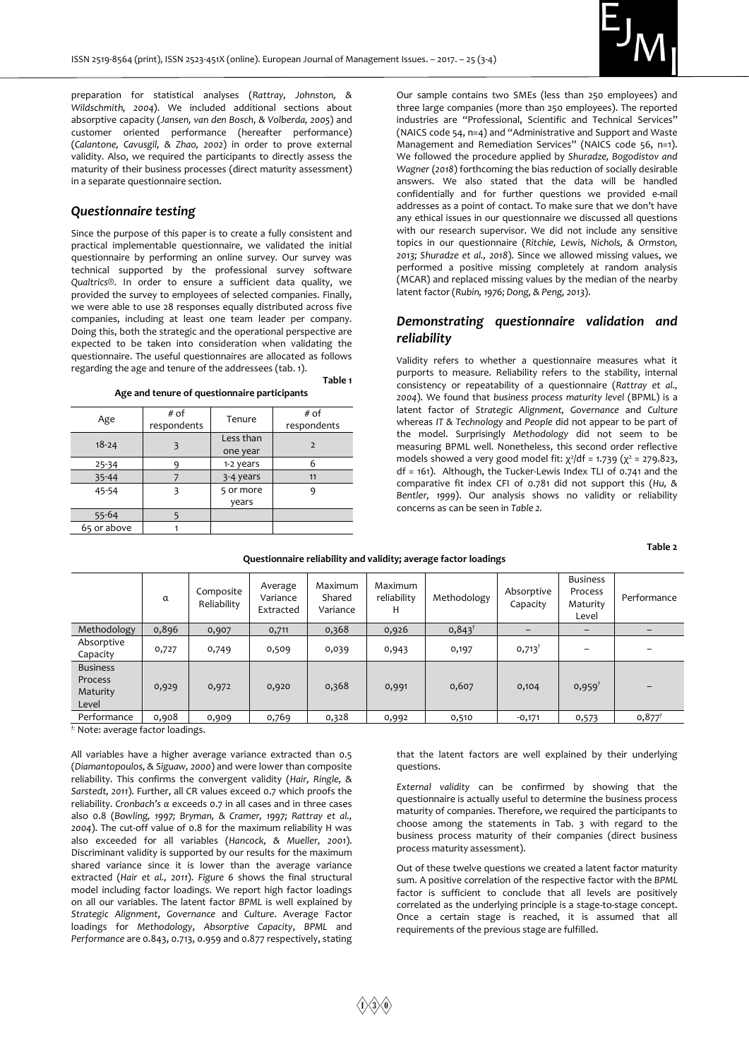preparation for statistical analyses (*Rattray, Johnston, & Wildschmith, 2004*). We included additional sections about absorptive capacity (*Jansen, van den Bosch, & Volberda, 2005*) and customer oriented performance (hereafter performance) (*Calantone, Cavusgil, & Zhao, 2002*) in order to prove external validity. Also, we required the participants to directly assess the maturity of their business processes (direct maturity assessment) in a separate questionnaire section.

## Questionnaire testing

Since the purpose of this paper is to create a fully consistent and practical implementable questionnaire, we validated the initial questionnaire by performing an online survey. Our survey was technical supported by the professional survey software *Qualtrics*®. In order to ensure a sufficient data quality, we provided the survey to employees of selected companies. Finally, we were able to use 28 responses equally distributed across five companies, including at least one team leader per company. Doing this, both the strategic and the operational perspective are expected to be taken into consideration when validating the questionnaire. The useful questionnaires are allocated as follows regarding the age and tenure of the addressees (tab. 1).

**Table 1**

**Age and tenure of questionnaire participants**

| Age | # of respondents | Tenure | # of respondents |
|---|---|---|---|
| 18-24 | 3 | Less than one year | 2 |
| 25-34 | 9 | 1-2 years | 6 |
| 35-44 | 7 | 3-4 years | 11 |
| 45-54 | 3 | 5 or more years | 9 |
| 55-64 | 5 | | |
| 65 or above | 1 | | |

Our sample contains two SMEs (less than 250 employees) and three large companies (more than 250 employees). The reported industries are "Professional, Scientific and Technical Services" (NAICS code 54, n=4) and "Administrative and Support and Waste Management and Remediation Services" (NAICS code 56, n=1). We followed the procedure applied by *Shuradze, Bogodistov and Wagner* (*2018*) forthcoming the bias reduction of socially desirable answers. We also stated that the data will be handled confidentially and for further questions we provided e-mail addresses as a point of contact. To make sure that we don't have any ethical issues in our questionnaire we discussed all questions with our research supervisor. We did not include any sensitive topics in our questionnaire (*Ritchie, Lewis, Nichols, & Ormston, 2013; Shuradze et al., 2018*). Since we allowed missing values, we performed a positive missing completely at random analysis (MCAR) and replaced missing values by the median of the nearby latent factor (*Rubin, 1976; Dong, & Peng, 2013*).

## Demonstrating questionnaire validation and reliability

Validity refers to whether a questionnaire measures what it purports to measure. Reliability refers to the stability, internal consistency or repeatability of a questionnaire (*Rattray et al., 2004*). We found that *business process maturity level* (BPML) is a latent factor of *Strategic Alignment*, *Governance* and *Culture* whereas *IT & Technology* and *People* did not appear to be part of the model. Surprisingly *Methodology* did not seem to be measuring BPML well. Nonetheless, this second order reflective models showed a very good model fit: $\chi^2/df = 1.739$ ($\chi^2 = 279.823$, df = 161). Although, the Tucker-Lewis Index TLI of 0.741 and the comparative fit index CFI of 0.781 did not support this (*Hu, & Bentler, 1999*). Our analysis shows no validity or reliability concerns as can be seen in *Table 2*.

**Table 2**

**Questionnaire reliability and validity; average factor loadings**

| | α | Composite Reliability | Average Variance Extracted | Maximum Shared Variance | Maximum reliability H | Methodology | Absorptive Capacity | Business Process Maturity Level | Performance |
|---|---|---|---|---|---|---|---|---|---|
| Methodology | 0,896 | 0,907 | 0,711 | 0,368 | 0,926 | 0,843[†] | – | – | – |
| Absorptive Capacity | 0,727 | 0,749 | 0,509 | 0,039 | 0,943 | 0,197 | 0,713[†] | – | – |
| Business Process Maturity Level | 0,929 | 0,972 | 0,920 | 0,368 | 0,991 | 0,607 | 0,104 | 0,959[†] | – |
| Performance | 0,908 | 0,909 | 0,769 | 0,328 | 0,992 | 0,510 | -0,171 | 0,573 | 0,877[†] |

[†]: Note: average factor loadings.

All variables have a higher average variance extracted than 0.5 (*Diamantopoulos, & Siguaw, 2000*) and were lower than composite reliability. This confirms the convergent validity (*Hair, Ringle, & Sarstedt, 2011*). Further, all CR values exceed 0.7 which proofs the reliability. *Cronbach's α* exceeds 0.7 in all cases and in three cases also 0.8 (*Bowling, 1997; Bryman, & Cramer, 1997; Rattray et al., 2004*). The cut-off value of 0.8 for the maximum reliability H was also exceeded for all variables (*Hancock, & Mueller, 2001*). Discriminant validity is supported by our results for the maximum shared variance since it is lower than the average variance extracted (*Hair et al., 2011*). *Figure 6* shows the final structural model including factor loadings. We report high factor loadings on all our variables. The latent factor *BPML* is well explained by *Strategic Alignment*, *Governance* and *Culture*. Average Factor loadings for *Methodology*, *Absorptive Capacity*, *BPML* and *Performance* are 0.843, 0.713, 0.959 and 0.877 respectively, stating that the latent factors are well explained by their underlying questions.

*External validity* can be confirmed by showing that the questionnaire is actually useful to determine the business process maturity of companies. Therefore, we required the participants to choose among the statements in Tab. 3 with regard to the business process maturity of their companies (direct business process maturity assessment).

Out of these twelve questions we created a latent factor maturity sum. A positive correlation of the respective factor with the *BPML* factor is sufficient to conclude that all levels are positively correlated as the underlying principle is a stage-to-stage concept. Once a certain stage is reached, it is assumed that all requirements of the previous stage are fulfilled.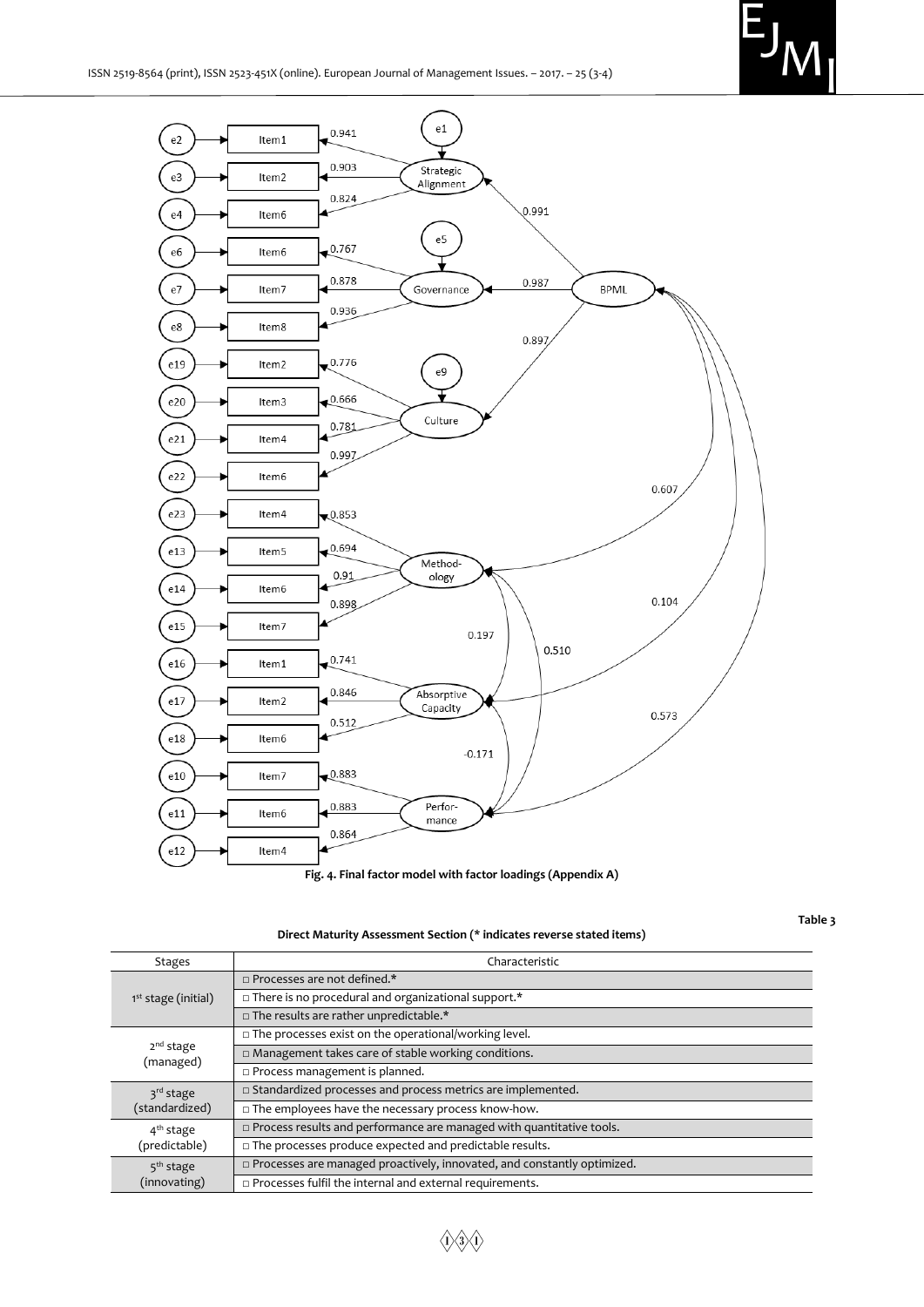Fig. 4. Final factor model with factor loadings (Appendix A)

Table 3

**Direct Maturity Assessment Section (* indicates reverse stated items)**

| Stages | Characteristic |
|---|---|
| 1st stage (initial) | □ Processes are not defined.* |
| | □ There is no procedural and organizational support.* |
| | □ The results are rather unpredictable.* |
| 2nd stage (managed) | □ The processes exist on the operational/working level. |
| | □ Management takes care of stable working conditions. |
| | □ Process management is planned. |
| 3rd stage (standardized) | □ Standardized processes and process metrics are implemented. |
| | □ The employees have the necessary process know-how. |
| 4th stage (predictable) | □ Process results and performance are managed with quantitative tools. |
| | □ The processes produce expected and predictable results. |
| 5th stage (innovating) | □ Processes are managed proactively, innovated, and constantly optimized. |
| | □ Processes fulfil the internal and external requirements. |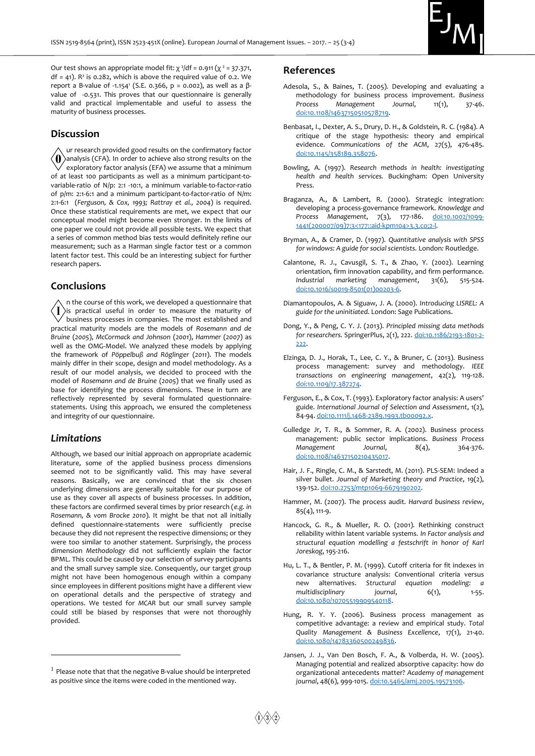Our test shows an appropriate model fit: $\chi^2/df = 0.911$ ($\chi^2 = 37.371$, $df = 41$). $R^2$ is 0.282, which is above the required value of 0.2. We report a B-value of -1.154[1] (S.E. 0.366, p = 0.002), as well as a β-value of -0.531. This proves that our questionnaire is generally valid and practical implementable and useful to assess the maturity of business processes.

## Discussion

Our research provided good results on the confirmatory factor analysis (CFA). In order to achieve also strong results on the exploratory factor analysis (EFA) we assume that a minimum of at least 100 participants as well as a minimum participant-to-variable-ratio of N/p: 2:1 -10:1, a minimum variable-to-factor-ratio of p/m: 2:1-6:1 and a minimum participant-to-factor-ratio of N/m: 2:1-6:1 (*Ferguson, & Cox, 1993; Rattray et al., 2004*) is required. Once these statistical requirements are met, we expect that our conceptual model might become even stronger. In the limits of one paper we could not provide all possible tests. We expect that a series of common method bias tests would definitely refine our measurement; such as a Harman single factor test or a common latent factor test. This could be an interesting subject for further research papers.

## Conclusions

In the course of this work, we developed a questionnaire that is practical useful in order to measure the maturity of business processes in companies. The most established and practical maturity models are the models of *Rosemann and de Bruine* (2005), *McCormack and Johnson* (2001), *Hammer* (2007) as well as the OMG-Model. We analyzed these models by applying the framework of *Pöppelbuß and Röglinger* (2011). The models mainly differ in their scope, design and model methodology. As a result of our model analysis, we decided to proceed with the model of *Rosemann and de Bruine* (2005) that we finally used as base for identifying the process dimensions. These in turn are reflectively represented by several formulated questionnaire-statements. Using this approach, we ensured the completeness and integrity of our questionnaire.

### *Limitations*

Although, we based our initial approach on appropriate academic literature, some of the applied business process dimensions seemed not to be significantly valid. This may have several reasons. Basically, we are convinced that the six chosen underlying dimensions are generally suitable for our purpose of use as they cover all aspects of business processes. In addition, these factors are confirmed several times by prior research (*e.g. in Rosemann, & vom Brocke 2010*). It might be that not all initially defined questionnaire-statements were sufficiently precise because they did not represent the respective dimensions; or they were too similar to another statement. Surprisingly, the process dimension *Methodology* did not sufficiently explain the factor BPML. This could be caused by our selection of survey participants and the small survey sample size. Consequently, our target group might not have been homogenous enough within a company since employees in different positions might have a different view on operational details and the perspective of strategy and operations. We tested for *MCAR* but our small survey sample could still be biased by responses that were not thoroughly provided.

[1] Please note that that the negative B-value should be interpreted as positive since the items were coded in the mentioned way.

## References

Adesola, S., & Baines, T. (2005). Developing and evaluating a methodology for business process improvement. *Business Process Management Journal*, 11(1), 37-46. doi:10.1108/14637150510578719.

Benbasat, I., Dexter, A. S., Drury, D. H., & Goldstein, R. C. (1984). A critique of the stage hypothesis: theory and empirical evidence. *Communications of the ACM*, 27(5), 476-485. doi:10.1145/358189.358076.

Bowling, A. (1997). *Research methods in health: investigating health and health services.* Buckingham: Open University Press.

Braganza, A., & Lambert, R. (2000). Strategic integration: developing a process-governance framework. *Knowledge and Process Management*, 7(3), 177-186. doi:10.1002/1099-1441(200007/09)7:3<177::aid-kpm104>3.3.co;2-l.

Bryman, A., & Cramer, D. (1997). *Quantitative analysis with SPSS for windows: A guide for social scientists.* London: Routledge.

Calantone, R. J., Cavusgil, S. T., & Zhao, Y. (2002). Learning orientation, firm innovation capability, and firm performance. *Industrial marketing management*, 31(6), 515-524. doi:10.1016/s0019-8501(01)00203-6.

Diamantopoulos, A. & Siguaw, J. A. (2000). *Introducing LISREL: A guide for the uninitiated.* London: Sage Publications.

Dong, Y., & Peng, C. Y. J. (2013). *Principled missing data methods for researchers.* SpringerPlus, 2(1), 222. doi:10.1186/2193-1801-2-222.

Elzinga, D. J., Horak, T., Lee, C. Y., & Bruner, C. (2013). Business process management: survey and methodology. *IEEE transactions on engineering management*, 42(2), 119-128. doi:10.1109/17.387274.

Ferguson, E., & Cox, T. (1993). Exploratory factor analysis: A users' guide. *International Journal of Selection and Assessment*, 1(2), 84-94. doi:10.1111/j.1468-2389.1993.tb00092.x.

Gulledge Jr, T. R., & Sommer, R. A. (2002). Business process management: public sector implications. *Business Process Management Journal*, 8(4), 364-376. doi:10.1108/14637150210435017.

Hair, J. F., Ringle, C. M., & Sarstedt, M. (2011). PLS-SEM: Indeed a silver bullet. *Journal of Marketing theory and Practice*, 19(2), 139-152. doi:10.2753/mtp1069-6679190202.

Hammer, M. (2007). The process audit. *Harvard business review*, 85(4), 111-9.

Hancock, G. R., & Mueller, R. O. (2001). Rethinking construct reliability within latent variable systems. *In Factor analysis and structural equation modelling: a festschrift in honor of Karl Joreskog*, 195-216.

Hu, L. T., & Bentler, P. M. (1999). Cutoff criteria for fit indexes in covariance structure analysis: Conventional criteria versus new alternatives. *Structural equation modeling: a multidisciplinary journal*, 6(1), 1-55. doi:10.1080/10705519909540118.

Hung, R. Y. Y. (2006). Business process management as competitive advantage: a review and empirical study. *Total Quality Management & Business Excellence*, 17(1), 21-40. doi:10.1080/14783360500249836.

Jansen, J. J., Van Den Bosch, F. A., & Volberda, H. W. (2005). Managing potential and realized absorptive capacity: how do organizational antecedents matter? *Academy of management journal*, 48(6), 999-1015. doi:10.5465/amj.2005.19573106.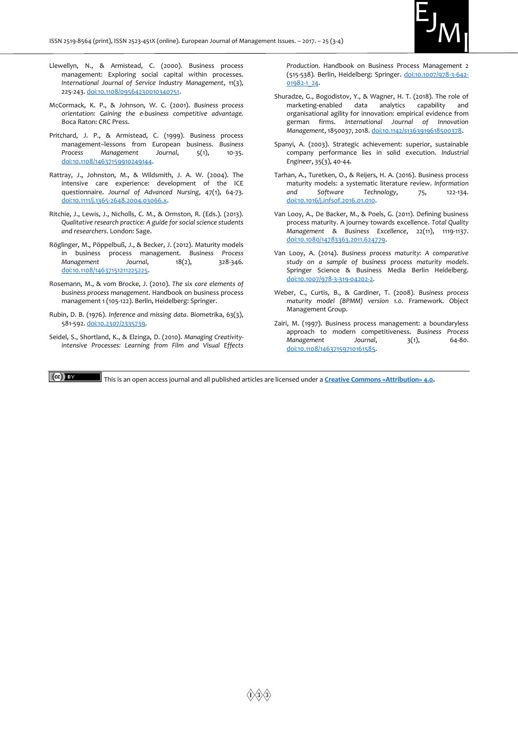Llewellyn, N., & Armistead, C. (2000). Business process management: Exploring social capital within processes. *International Journal of Service Industry Management*, 11(3), 225-243. doi:10.1108/09564230010340751.

McCormack, K. P., & Johnson, W. C. (2001). *Business process orientation: Gaining the e-business competitive advantage.* Boca Raton: CRC Press.

Pritchard, J. P., & Armistead, C. (1999). Business process management–lessons from European business. *Business Process Management Journal*, 5(1), 10-35. doi:10.1108/14637159910249144.

Rattray, J., Johnston, M., & Wildsmith, J. A. W. (2004). The intensive care experience: development of the ICE questionnaire. *Journal of Advanced Nursing*, 47(1), 64-73. doi:10.1111/j.1365-2648.2004.03066.x.

Ritchie, J., Lewis, J., Nicholls, C. M., & Ormston, R. (Eds.). (2013). *Qualitative research practice: A guide for social science students and researchers*. London: Sage.

Röglinger, M., Pöppelbuß, J., & Becker, J. (2012). Maturity models in business process management. *Business Process Management Journal*, 18(2), 328-346. doi:10.1108/14637151211225225.

Rosemann, M., & vom Brocke, J. (2010). *The six core elements of business process management*. Handbook on business process management 1 (105-122). Berlin, Heidelberg: Springer.

Rubin, D. B. (1976). *Inference and missing data*. Biometrika, 63(3), 581-592. doi:10.2307/2335739.

Seidel, S., Shortland, K., & Elzinga, D. (2010). *Managing Creativity-intensive Processes: Learning from Film and Visual Effects Production*. Handbook on Business Process Management 2 (515-538). Berlin, Heidelberg: Springer. doi:10.1007/978-3-642-01982-1_24.

Shuradze, G., Bogodistov, Y., & Wagner, H. T. (2018). The role of marketing-enabled data analytics capability and organisational agility for innovation: empirical evidence from german firms. *International Journal of Innovation Management*, 1850037, 2018. doi:10.1142/s1363919618500378.

Spanyi, A. (2003). Strategic achievement: superior, sustainable company performance lies in solid execution. *Industrial Engineer*, 35(3), 40-44.

Tarhan, A., Turetken, O., & Reijers, H. A. (2016). Business process maturity models: a systematic literature review. *Information and Software Technology*, 75, 122-134. doi:10.1016/j.infsof.2016.01.010.

Van Looy, A., De Backer, M., & Poels, G. (2011). Defining business process maturity. A journey towards excellence. *Total Quality Management & Business Excellence*, 22(11), 1119-1137. doi:10.1080/14783363.2011.624779.

Van Looy, A. (2014). *Business process maturity: A comparative study on a sample of business process maturity models*. Springer Science & Business Media Berlin Heidelberg. doi:10.1007/978-3-319-04202-2.

Weber, C., Curtis, B., & Gardiner, T. (2008). *Business process maturity model (BPMM) version 1.0.* Framework. Object Management Group.

Zairi, M. (1997). Business process management: a boundaryless approach to modern competitiveness. *Business Process Management Journal*, 3(1), 64-80. doi:10.1108/14637159710161585.

This is an open access journal and all published articles are licensed under a **Creative Commons «Attribution» 4.0**.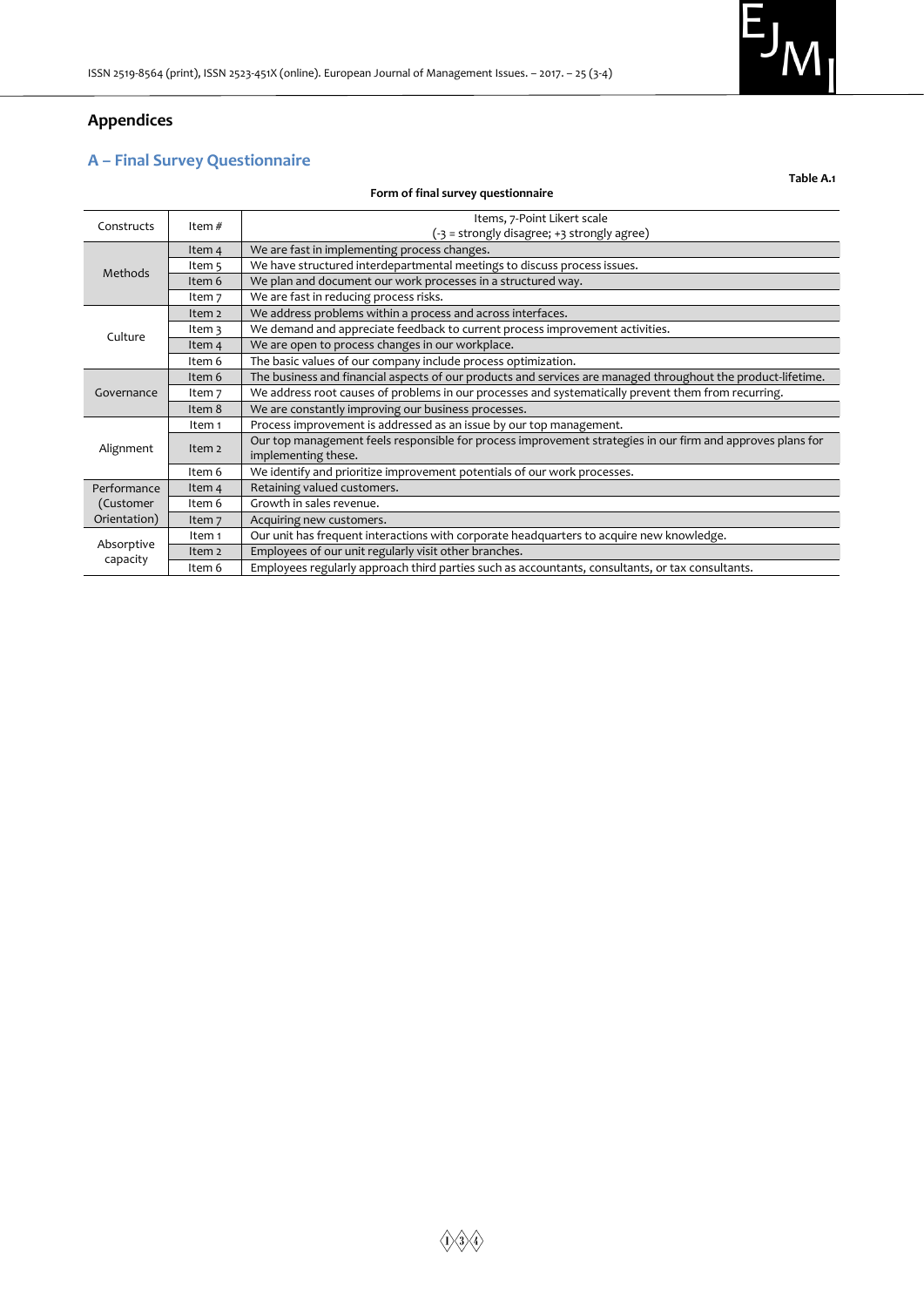## Appendices

### A – Final Survey Questionnaire

Table A.1

**Form of final survey questionnaire**

| Constructs | Item # | Items, 7-Point Likert scale (-3 = strongly disagree; +3 strongly agree) |
|---|---|---|
| Methods | Item 4 | We are fast in implementing process changes. |
| | Item 5 | We have structured interdepartmental meetings to discuss process issues. |
| | Item 6 | We plan and document our work processes in a structured way. |
| | Item 7 | We are fast in reducing process risks. |
| Culture | Item 2 | We address problems within a process and across interfaces. |
| | Item 3 | We demand and appreciate feedback to current process improvement activities. |
| | Item 4 | We are open to process changes in our workplace. |
| | Item 6 | The basic values of our company include process optimization. |
| Governance | Item 6 | The business and financial aspects of our products and services are managed throughout the product-lifetime. |
| | Item 7 | We address root causes of problems in our processes and systematically prevent them from recurring. |
| | Item 8 | We are constantly improving our business processes. |
| Alignment | Item 1 | Process improvement is addressed as an issue by our top management. |
| | Item 2 | Our top management feels responsible for process improvement strategies in our firm and approves plans for implementing these. |
| | Item 6 | We identify and prioritize improvement potentials of our work processes. |
| Performance (Customer Orientation) | Item 4 | Retaining valued customers. |
| | Item 6 | Growth in sales revenue. |
| | Item 7 | Acquiring new customers. |
| Absorptive capacity | Item 1 | Our unit has frequent interactions with corporate headquarters to acquire new knowledge. |
| | Item 2 | Employees of our unit regularly visit other branches. |
| | Item 6 | Employees regularly approach third parties such as accountants, consultants, or tax consultants. |